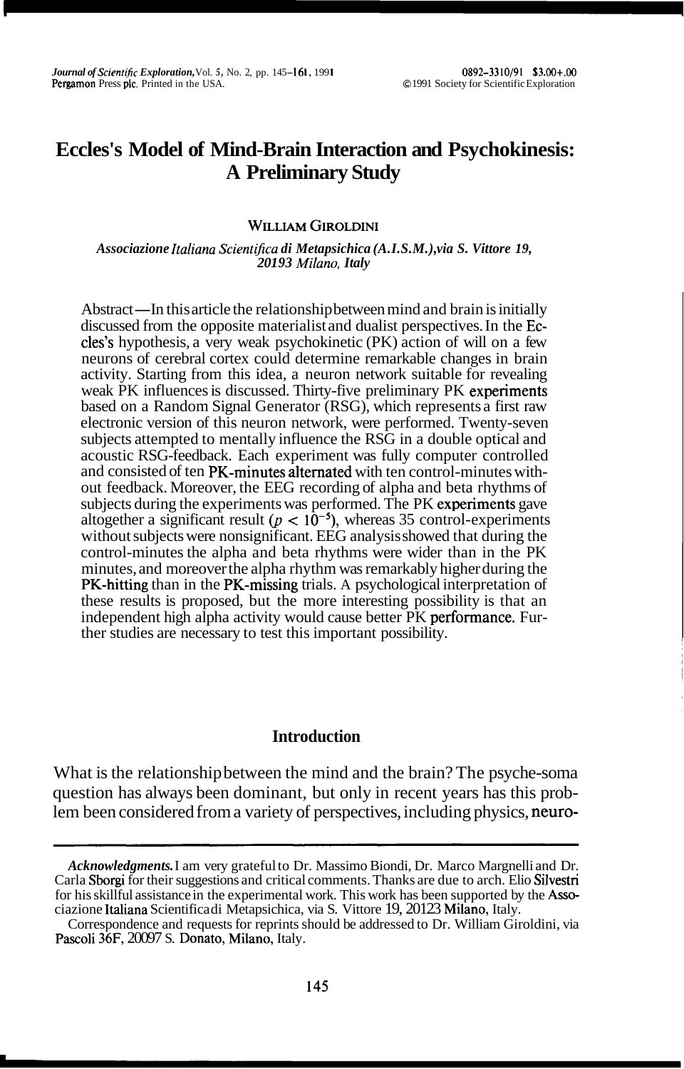# Eccles's Model of Mind-Brain Interaction and Psychokinesis: A Preliminary Study

WILLIAM GIROLDINI

*Associazione Italiana Scientifica di Metapsichica (A.I.S.M.), via S. Vittore 19, 20193 Milano, Italy*

Abstract—In this article the relationship between mind and brain is initially discussed from the opposite materialist and dualist perspectives. In the Eccles's hypothesis, a very weak psychokinetic (PK) action of will on a few neurons of cerebral cortex could determine remarkable changes in brain activity. Starting from this idea, a neuron network suitable for revealing weak PK influences is discussed. Thirty-five preliminary PK experiments based on a Random Signal Generator (RSG), which represents a first raw electronic version of this neuron network, were performed. Twenty-seven subjects attempted to mentally influence the RSG in a double optical and acoustic RSG-feedback. Each experiment was fully computer controlled and consisted of ten PK-minutes alternated with ten control-minutes without feedback. Moreover, the EEG recording of alpha and beta rhythms of subjects during the experiments was performed. The PK experiments gave altogether a significant result ($p < 10^{-5}$), whereas 35 control-experiments without subjects were nonsignificant. EEG analysis showed that during the control-minutes the alpha and beta rhythms were wider than in the PK minutes, and moreover the alpha rhythm was remarkably higher during the PK-hitting than in the PK-missing trials. A psychological interpretation of these results is proposed, but the more interesting possibility is that an independent high alpha activity would cause better PK performance. Further studies are necessary to test this important possibility.

## Introduction

What is the relationship between the mind and the brain? The psyche-soma question has always been dominant, but only in recent years has this problem been considered from a variety of perspectives, including physics, neuro-

---

***Acknowledgments.*** I am very grateful to Dr. Massimo Biondi, Dr. Marco Margnelli and Dr. Carla Sborgi for their suggestions and critical comments. Thanks are due to arch. Elio Silvestri for his skillful assistance in the experimental work. This work has been supported by the Associazione Italiana Scientifica di Metapsichica, via S. Vittore 19, 20123 Milano, Italy.

Correspondence and requests for reprints should be addressed to Dr. William Giroldini, via Pascoli 36F, 20097 S. Donato, Milano, Italy.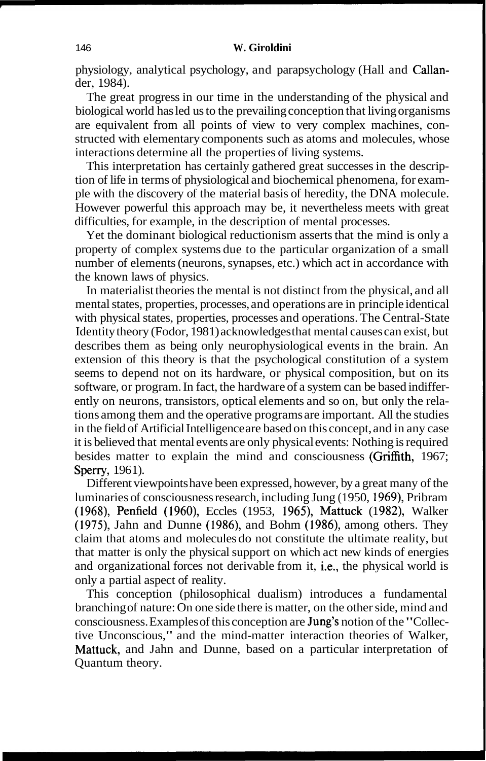physiology, analytical psychology, and parapsychology (Hall and Callander, 1984).

The great progress in our time in the understanding of the physical and biological world has led us to the prevailing conception that living organisms are equivalent from all points of view to very complex machines, constructed with elementary components such as atoms and molecules, whose interactions determine all the properties of living systems.

This interpretation has certainly gathered great successes in the description of life in terms of physiological and biochemical phenomena, for example with the discovery of the material basis of heredity, the DNA molecule. However powerful this approach may be, it nevertheless meets with great difficulties, for example, in the description of mental processes.

Yet the dominant biological reductionism asserts that the mind is only a property of complex systems due to the particular organization of a small number of elements (neurons, synapses, etc.) which act in accordance with the known laws of physics.

In materialist theories the mental is not distinct from the physical, and all mental states, properties, processes, and operations are in principle identical with physical states, properties, processes and operations. The Central-State Identity theory (Fodor, 1981) acknowledges that mental causes can exist, but describes them as being only neurophysiological events in the brain. An extension of this theory is that the psychological constitution of a system seems to depend not on its hardware, or physical composition, but on its software, or program. In fact, the hardware of a system can be based indifferently on neurons, transistors, optical elements and so on, but only the relations among them and the operative programs are important. All the studies in the field of Artificial Intelligence are based on this concept, and in any case it is believed that mental events are only physical events: Nothing is required besides matter to explain the mind and consciousness (Griffith, 1967; Sperry, 1961).

Different viewpoints have been expressed, however, by a great many of the luminaries of consciousness research, including Jung (1950, 1969), Pribram (1968), Penfield (1960), Eccles (1953, 1965), Mattuck (1982), Walker (1975), Jahn and Dunne (1986), and Bohm (1986), among others. They claim that atoms and molecules do not constitute the ultimate reality, but that matter is only the physical support on which act new kinds of energies and organizational forces not derivable from it, i.e., the physical world is only a partial aspect of reality.

This conception (philosophical dualism) introduces a fundamental branching of nature: On one side there is matter, on the other side, mind and consciousness. Examples of this conception are Jung's notion of the "Collective Unconscious," and the mind-matter interaction theories of Walker, Mattuck, and Jahn and Dunne, based on a particular interpretation of Quantum theory.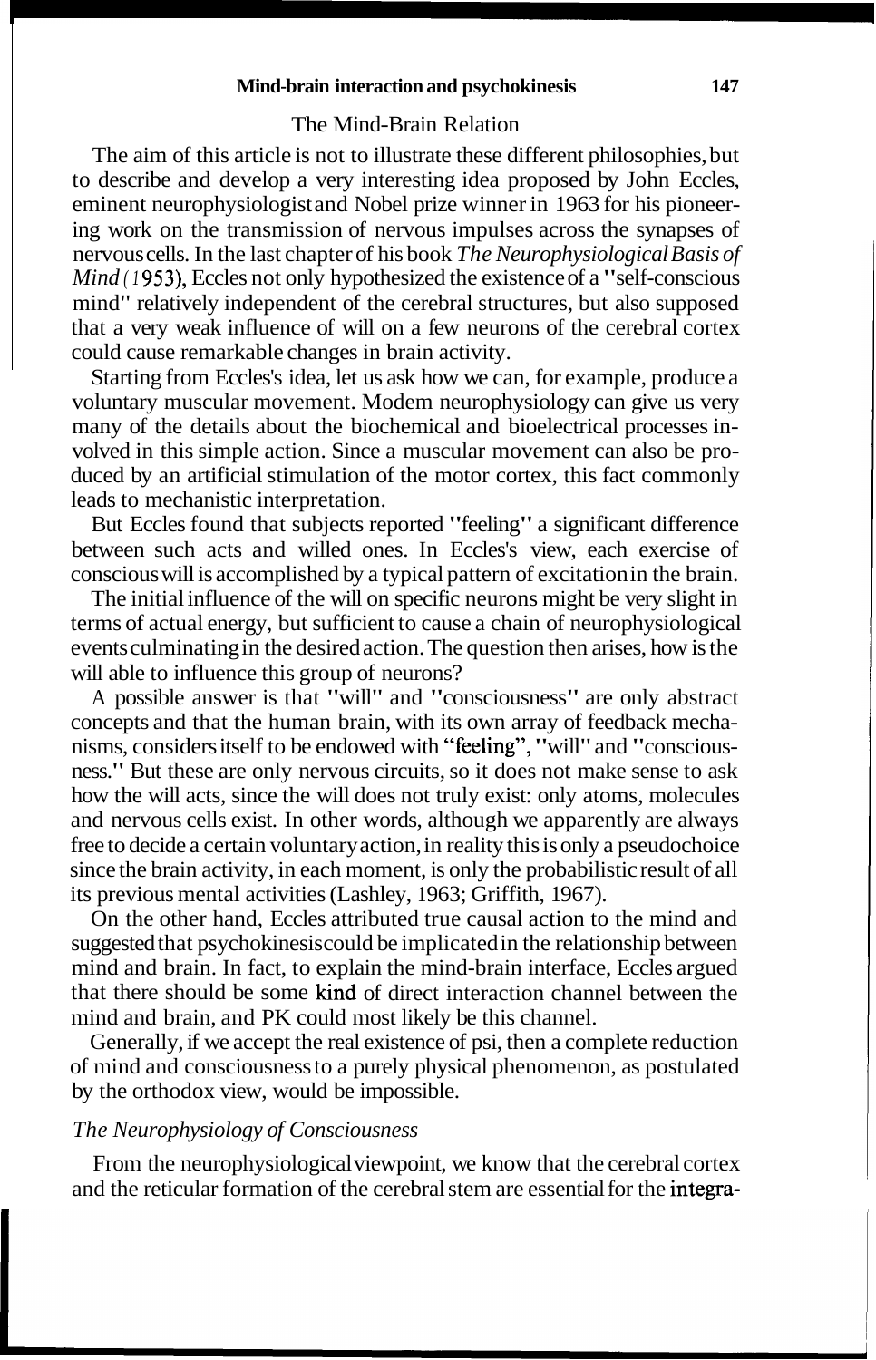## The Mind-Brain Relation

The aim of this article is not to illustrate these different philosophies, but to describe and develop a very interesting idea proposed by John Eccles, eminent neurophysiologist and Nobel prize winner in 1963 for his pioneering work on the transmission of nervous impulses across the synapses of nervous cells. In the last chapter of his book *The Neurophysiological Basis of Mind* (1953), Eccles not only hypothesized the existence of a "self-conscious mind" relatively independent of the cerebral structures, but also supposed that a very weak influence of will on a few neurons of the cerebral cortex could cause remarkable changes in brain activity.

Starting from Eccles's idea, let us ask how we can, for example, produce a voluntary muscular movement. Modem neurophysiology can give us very many of the details about the biochemical and bioelectrical processes involved in this simple action. Since a muscular movement can also be produced by an artificial stimulation of the motor cortex, this fact commonly leads to mechanistic interpretation.

But Eccles found that subjects reported "feeling" a significant difference between such acts and willed ones. In Eccles's view, each exercise of conscious will is accomplished by a typical pattern of excitation in the brain.

The initial influence of the will on specific neurons might be very slight in terms of actual energy, but sufficient to cause a chain of neurophysiological events culminating in the desired action. The question then arises, how is the will able to influence this group of neurons?

A possible answer is that "will" and "consciousness" are only abstract concepts and that the human brain, with its own array of feedback mechanisms, considers itself to be endowed with "feeling", "will" and "consciousness." But these are only nervous circuits, so it does not make sense to ask how the will acts, since the will does not truly exist: only atoms, molecules and nervous cells exist. In other words, although we apparently are always free to decide a certain voluntary action, in reality this is only a pseudochoice since the brain activity, in each moment, is only the probabilistic result of all its previous mental activities (Lashley, 1963; Griffith, 1967).

On the other hand, Eccles attributed true causal action to the mind and suggested that psychokinesis could be implicated in the relationship between mind and brain. In fact, to explain the mind-brain interface, Eccles argued that there should be some kind of direct interaction channel between the mind and brain, and PK could most likely be this channel.

Generally, if we accept the real existence of psi, then a complete reduction of mind and consciousness to a purely physical phenomenon, as postulated by the orthodox view, would be impossible.

### *The Neurophysiology of Consciousness*

From the neurophysiological viewpoint, we know that the cerebral cortex and the reticular formation of the cerebral stem are essential for the integra-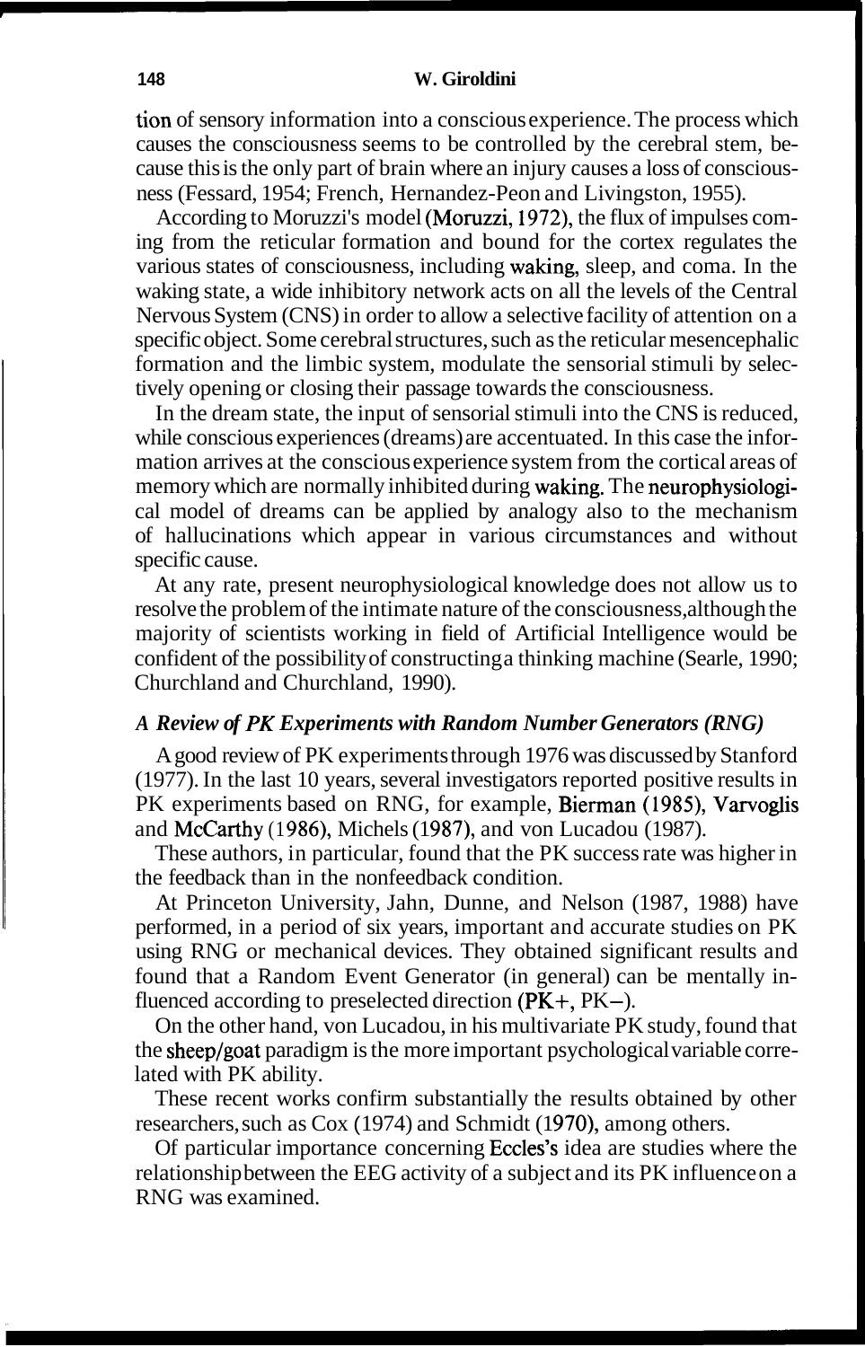tion of sensory information into a conscious experience. The process which causes the consciousness seems to be controlled by the cerebral stem, because this is the only part of brain where an injury causes a loss of consciousness (Fessard, 1954; French, Hernandez-Peon and Livingston, 1955).

According to Moruzzi's model (Moruzzi, 1972), the flux of impulses coming from the reticular formation and bound for the cortex regulates the various states of consciousness, including waking, sleep, and coma. In the waking state, a wide inhibitory network acts on all the levels of the Central Nervous System (CNS) in order to allow a selective facility of attention on a specific object. Some cerebral structures, such as the reticular mesencephalic formation and the limbic system, modulate the sensorial stimuli by selectively opening or closing their passage towards the consciousness.

In the dream state, the input of sensorial stimuli into the CNS is reduced, while conscious experiences (dreams) are accentuated. In this case the information arrives at the conscious experience system from the cortical areas of memory which are normally inhibited during waking. The neurophysiological model of dreams can be applied by analogy also to the mechanism of hallucinations which appear in various circumstances and without specific cause.

At any rate, present neurophysiological knowledge does not allow us to resolve the problem of the intimate nature of the consciousness, although the majority of scientists working in field of Artificial Intelligence would be confident of the possibility of constructing a thinking machine (Searle, 1990; Churchland and Churchland, 1990).

### *A Review of PK Experiments with Random Number Generators (RNG)*

A good review of PK experiments through 1976 was discussed by Stanford (1977). In the last 10 years, several investigators reported positive results in PK experiments based on RNG, for example, Bierman (1985), Varvoglis and McCarthy (1986), Michels (1987), and von Lucadou (1987).

These authors, in particular, found that the PK success rate was higher in the feedback than in the nonfeedback condition.

At Princeton University, Jahn, Dunne, and Nelson (1987, 1988) have performed, in a period of six years, important and accurate studies on PK using RNG or mechanical devices. They obtained significant results and found that a Random Event Generator (in general) can be mentally influenced according to preselected direction (PK+, PK−).

On the other hand, von Lucadou, in his multivariate PK study, found that the sheep/goat paradigm is the more important psychological variable correlated with PK ability.

These recent works confirm substantially the results obtained by other researchers, such as Cox (1974) and Schmidt (1970), among others.

Of particular importance concerning Eccles's idea are studies where the relationship between the EEG activity of a subject and its PK influence on a RNG was examined.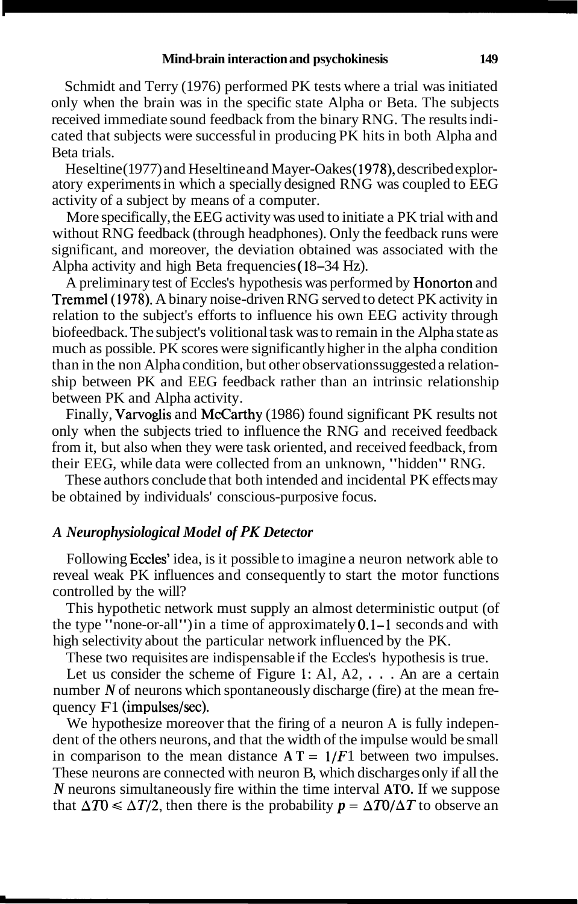Schmidt and Terry (1976) performed PK tests where a trial was initiated only when the brain was in the specific state Alpha or Beta. The subjects received immediate sound feedback from the binary RNG. The results indicated that subjects were successful in producing PK hits in both Alpha and Beta trials.

Heseltine (1977) and Heseltine and Mayer-Oakes (1978), described exploratory experiments in which a specially designed RNG was coupled to EEG activity of a subject by means of a computer.

More specifically, the EEG activity was used to initiate a PK trial with and without RNG feedback (through headphones). Only the feedback runs were significant, and moreover, the deviation obtained was associated with the Alpha activity and high Beta frequencies (18–34 Hz).

A preliminary test of Eccles's hypothesis was performed by Honorton and Tremmel (1978). A binary noise-driven RNG served to detect PK activity in relation to the subject's efforts to influence his own EEG activity through biofeedback. The subject's volitional task was to remain in the Alpha state as much as possible. PK scores were significantly higher in the alpha condition than in the non Alpha condition, but other observations suggested a relationship between PK and EEG feedback rather than an intrinsic relationship between PK and Alpha activity.

Finally, Varvoglis and McCarthy (1986) found significant PK results not only when the subjects tried to influence the RNG and received feedback from it, but also when they were task oriented, and received feedback, from their EEG, while data were collected from an unknown, "hidden" RNG.

These authors conclude that both intended and incidental PK effects may be obtained by individuals' conscious-purposive focus.

### *A Neurophysiological Model of PK Detector*

Following Eccles' idea, is it possible to imagine a neuron network able to reveal weak PK influences and consequently to start the motor functions controlled by the will?

This hypothetic network must supply an almost deterministic output (of the type "none-or-all") in a time of approximately 0.1–1 seconds and with high selectivity about the particular network influenced by the PK.

These two requisites are indispensable if the Eccles's hypothesis is true.

Let us consider the scheme of Figure 1: A1, A2, . . . An are a certain number $N$ of neurons which spontaneously discharge (fire) at the mean frequency F1 (impulses/sec).

We hypothesize moreover that the firing of a neuron A is fully independent of the others neurons, and that the width of the impulse would be small in comparison to the mean distance $\Delta T = 1/F1$ between two impulses. These neurons are connected with neuron B, which discharges only if all the $N$ neurons simultaneously fire within the time interval $\Delta T0$. If we suppose that $\Delta T0 \leqslant \Delta T/2$, then there is the probability $p = \Delta T0/\Delta T$ to observe an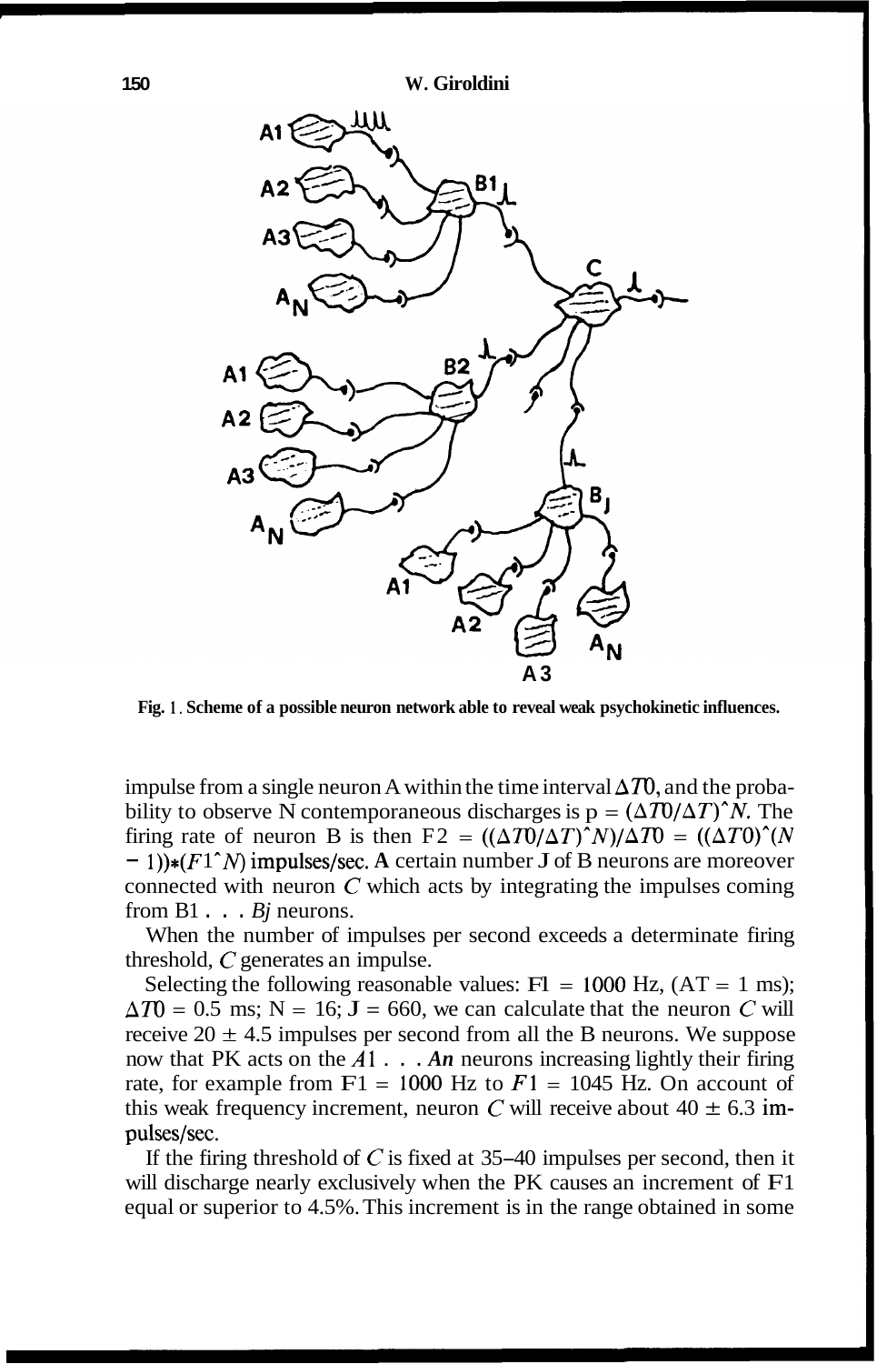**Fig. 1. Scheme of a possible neuron network able to reveal weak psychokinetic influences.**

impulse from a single neuron A within the time interval $\Delta T0$, and the probability to observe N contemporaneous discharges is $p = (\Delta T0/\Delta T)\hat{}N$. The firing rate of neuron B is then $F2 = ((\Delta T0/\Delta T)\hat{}N)/\Delta T0 = ((\Delta T0)\hat{}(N-1))*(F1\hat{}N)$ impulses/sec. A certain number J of B neurons are moreover connected with neuron *C* which acts by integrating the impulses coming from B1 . . . *Bj* neurons.

When the number of impulses per second exceeds a determinate firing threshold, *C* generates an impulse.

Selecting the following reasonable values: $F1 = 1000$ Hz, $(AT = 1$ ms); $\Delta T0 = 0.5$ ms; $N = 16$; $J = 660$, we can calculate that the neuron *C* will receive $20 \pm 4.5$ impulses per second from all the B neurons. We suppose now that PK acts on the *A*1 . . . *An* neurons increasing lightly their firing rate, for example from $F1 = 1000$ Hz to $F1 = 1045$ Hz. On account of this weak frequency increment, neuron *C* will receive about $40 \pm 6.3$ impulses/sec.

If the firing threshold of *C* is fixed at 35–40 impulses per second, then it will discharge nearly exclusively when the PK causes an increment of F1 equal or superior to 4.5%. This increment is in the range obtained in some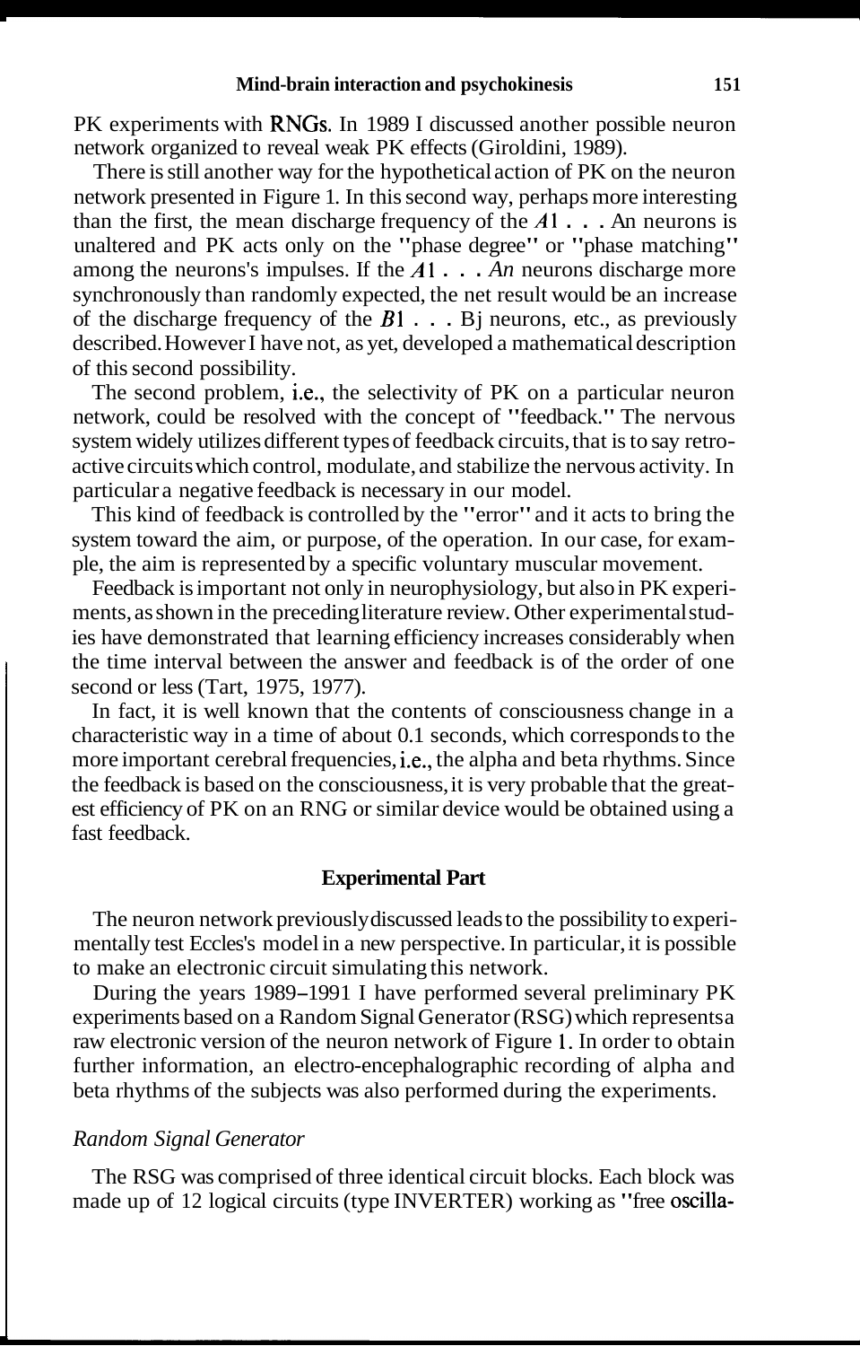PK experiments with RNGs. In 1989 I discussed another possible neuron network organized to reveal weak PK effects (Giroldini, 1989).

There is still another way for the hypothetical action of PK on the neuron network presented in Figure 1. In this second way, perhaps more interesting than the first, the mean discharge frequency of the $A1 \ldots An$ neurons is unaltered and PK acts only on the "phase degree" or "phase matching" among the neurons's impulses. If the $A1 \ldots An$ neurons discharge more synchronously than randomly expected, the net result would be an increase of the discharge frequency of the $B1 \ldots Bj$ neurons, etc., as previously described. However I have not, as yet, developed a mathematical description of this second possibility.

The second problem, i.e., the selectivity of PK on a particular neuron network, could be resolved with the concept of "feedback." The nervous system widely utilizes different types of feedback circuits, that is to say retroactive circuits which control, modulate, and stabilize the nervous activity. In particular a negative feedback is necessary in our model.

This kind of feedback is controlled by the "error" and it acts to bring the system toward the aim, or purpose, of the operation. In our case, for example, the aim is represented by a specific voluntary muscular movement.

Feedback is important not only in neurophysiology, but also in PK experiments, as shown in the preceding literature review. Other experimental studies have demonstrated that learning efficiency increases considerably when the time interval between the answer and feedback is of the order of one second or less (Tart, 1975, 1977).

In fact, it is well known that the contents of consciousness change in a characteristic way in a time of about 0.1 seconds, which corresponds to the more important cerebral frequencies, i.e., the alpha and beta rhythms. Since the feedback is based on the consciousness, it is very probable that the greatest efficiency of PK on an RNG or similar device would be obtained using a fast feedback.

## Experimental Part

The neuron network previously discussed leads to the possibility to experimentally test Eccles's model in a new perspective. In particular, it is possible to make an electronic circuit simulating this network.

During the years 1989–1991 I have performed several preliminary PK experiments based on a Random Signal Generator (RSG) which represents a raw electronic version of the neuron network of Figure 1. In order to obtain further information, an electro-encephalographic recording of alpha and beta rhythms of the subjects was also performed during the experiments.

### *Random Signal Generator*

The RSG was comprised of three identical circuit blocks. Each block was made up of 12 logical circuits (type INVERTER) working as "free oscilla-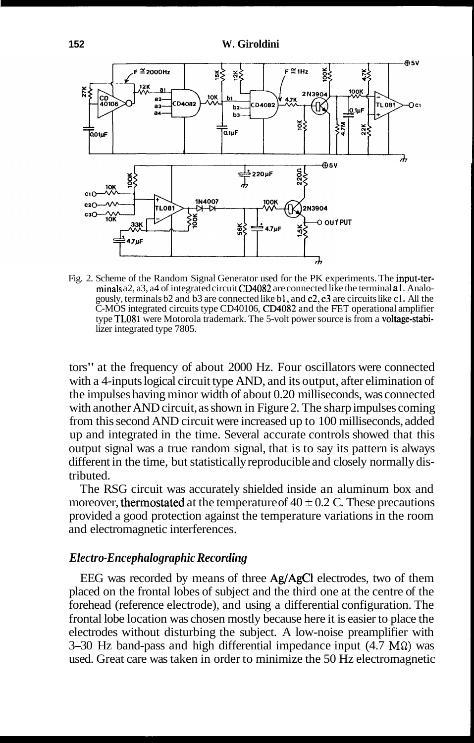Fig. 2. Scheme of the Random Signal Generator used for the PK experiments. The input-terminals a2, a3, a4 of integrated circuit CD4082 are connected like the terminal a1. Analogously, terminals b2 and b3 are connected like b1, and c2, c3 are circuits like c1. All the C-MOS integrated circuits type CD40106, CD4082 and the FET operational amplifier type TL081 were Motorola trademark. The 5-volt power source is from a voltage-stabilizer integrated type 7805.

tors" at the frequency of about 2000 Hz. Four oscillators were connected with a 4-inputs logical circuit type AND, and its output, after elimination of the impulses having minor width of about 0.20 milliseconds, was connected with another AND circuit, as shown in Figure 2. The sharp impulses coming from this second AND circuit were increased up to 100 milliseconds, added up and integrated in the time. Several accurate controls showed that this output signal was a true random signal, that is to say its pattern is always different in the time, but statistically reproducible and closely normally distributed.

The RSG circuit was accurately shielded inside an aluminum box and moreover, thermostated at the temperature of $40 \pm 0.2$ C. These precautions provided a good protection against the temperature variations in the room and electromagnetic interferences.

### *Electro-Encephalographic Recording*

EEG was recorded by means of three Ag/AgCl electrodes, two of them placed on the frontal lobes of subject and the third one at the centre of the forehead (reference electrode), and using a differential configuration. The frontal lobe location was chosen mostly because here it is easier to place the electrodes without disturbing the subject. A low-noise preamplifier with 3–30 Hz band-pass and high differential impedance input (4.7 MΩ) was used. Great care was taken in order to minimize the 50 Hz electromagnetic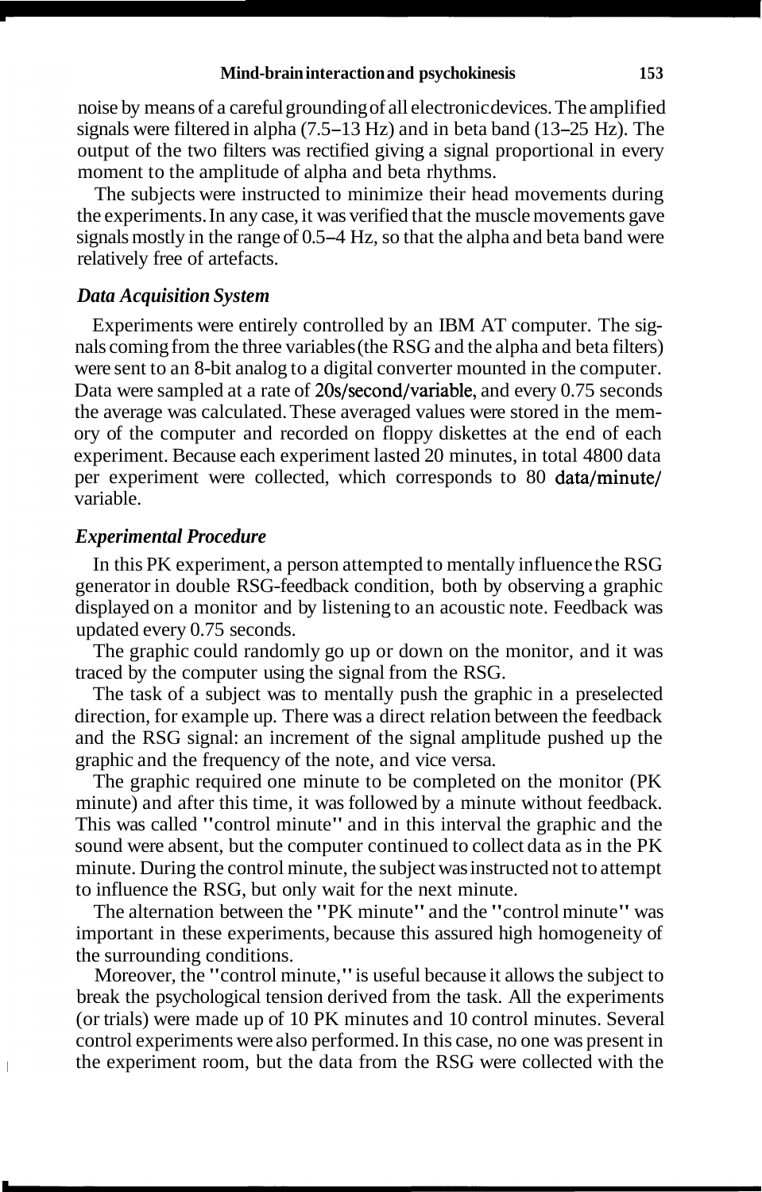noise by means of a careful grounding of all electronic devices. The amplified signals were filtered in alpha (7.5–13 Hz) and in beta band (13–25 Hz). The output of the two filters was rectified giving a signal proportional in every moment to the amplitude of alpha and beta rhythms.

The subjects were instructed to minimize their head movements during the experiments. In any case, it was verified that the muscle movements gave signals mostly in the range of 0.5–4 Hz, so that the alpha and beta band were relatively free of artefacts.

### *Data Acquisition System*

Experiments were entirely controlled by an IBM AT computer. The signals coming from the three variables (the RSG and the alpha and beta filters) were sent to an 8-bit analog to a digital converter mounted in the computer. Data were sampled at a rate of 20s/second/variable, and every 0.75 seconds the average was calculated. These averaged values were stored in the memory of the computer and recorded on floppy diskettes at the end of each experiment. Because each experiment lasted 20 minutes, in total 4800 data per experiment were collected, which corresponds to 80 data/minute/variable.

### *Experimental Procedure*

In this PK experiment, a person attempted to mentally influence the RSG generator in double RSG-feedback condition, both by observing a graphic displayed on a monitor and by listening to an acoustic note. Feedback was updated every 0.75 seconds.

The graphic could randomly go up or down on the monitor, and it was traced by the computer using the signal from the RSG.

The task of a subject was to mentally push the graphic in a preselected direction, for example up. There was a direct relation between the feedback and the RSG signal: an increment of the signal amplitude pushed up the graphic and the frequency of the note, and vice versa.

The graphic required one minute to be completed on the monitor (PK minute) and after this time, it was followed by a minute without feedback. This was called "control minute" and in this interval the graphic and the sound were absent, but the computer continued to collect data as in the PK minute. During the control minute, the subject was instructed not to attempt to influence the RSG, but only wait for the next minute.

The alternation between the "PK minute" and the "control minute" was important in these experiments, because this assured high homogeneity of the surrounding conditions.

Moreover, the "control minute," is useful because it allows the subject to break the psychological tension derived from the task. All the experiments (or trials) were made up of 10 PK minutes and 10 control minutes. Several control experiments were also performed. In this case, no one was present in the experiment room, but the data from the RSG were collected with the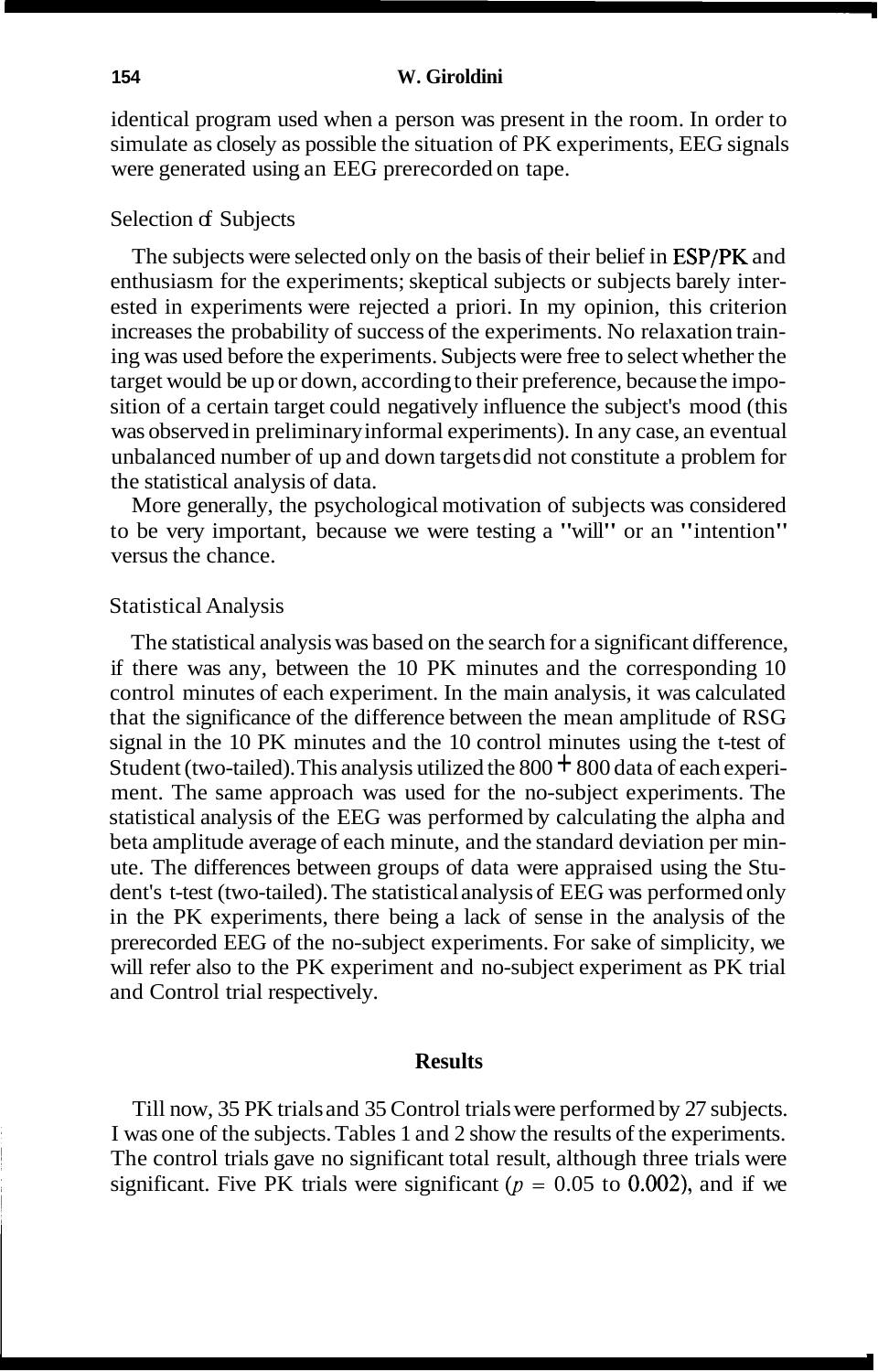identical program used when a person was present in the room. In order to simulate as closely as possible the situation of PK experiments, EEG signals were generated using an EEG prerecorded on tape.

### Selection of Subjects

The subjects were selected only on the basis of their belief in ESP/PK and enthusiasm for the experiments; skeptical subjects or subjects barely interested in experiments were rejected a priori. In my opinion, this criterion increases the probability of success of the experiments. No relaxation training was used before the experiments. Subjects were free to select whether the target would be up or down, according to their preference, because the imposition of a certain target could negatively influence the subject's mood (this was observed in preliminary informal experiments). In any case, an eventual unbalanced number of up and down targets did not constitute a problem for the statistical analysis of data.

More generally, the psychological motivation of subjects was considered to be very important, because we were testing a "will" or an "intention" versus the chance.

### Statistical Analysis

The statistical analysis was based on the search for a significant difference, if there was any, between the 10 PK minutes and the corresponding 10 control minutes of each experiment. In the main analysis, it was calculated that the significance of the difference between the mean amplitude of RSG signal in the 10 PK minutes and the 10 control minutes using the t-test of Student (two-tailed). This analysis utilized the 800 + 800 data of each experiment. The same approach was used for the no-subject experiments. The statistical analysis of the EEG was performed by calculating the alpha and beta amplitude average of each minute, and the standard deviation per minute. The differences between groups of data were appraised using the Student's t-test (two-tailed). The statistical analysis of EEG was performed only in the PK experiments, there being a lack of sense in the analysis of the prerecorded EEG of the no-subject experiments. For sake of simplicity, we will refer also to the PK experiment and no-subject experiment as PK trial and Control trial respectively.

## Results

Till now, 35 PK trials and 35 Control trials were performed by 27 subjects. I was one of the subjects. Tables 1 and 2 show the results of the experiments. The control trials gave no significant total result, although three trials were significant. Five PK trials were significant ($p = 0.05$ to $0.002$), and if we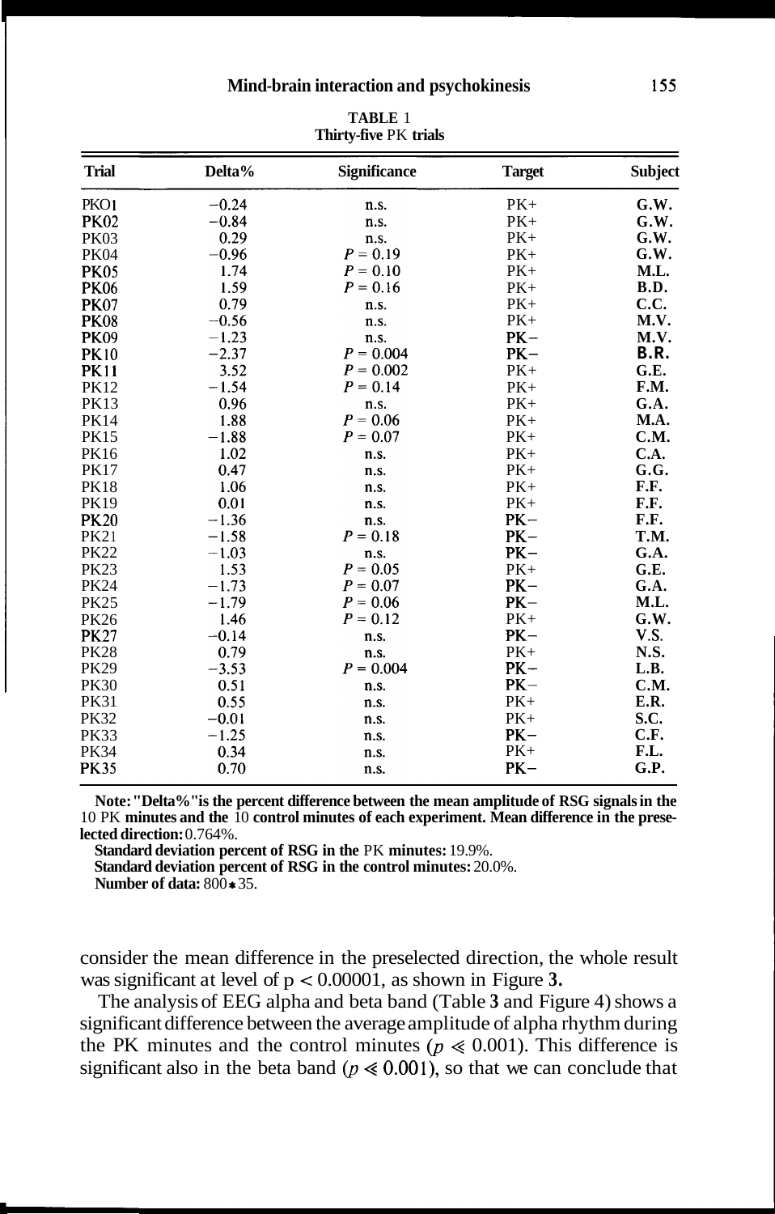**TABLE 1**
**Thirty-five PK trials**

| Trial | Delta% | Significance | Target | Subject |
|---|---|---|---|---|
| PK01 | −0.24 | n.s. | PK+ | G.W. |
| PK02 | −0.84 | n.s. | PK+ | G.W. |
| PK03 | 0.29 | n.s. | PK+ | G.W. |
| PK04 | −0.96 | $P = 0.19$ | PK+ | G.W. |
| PK05 | 1.74 | $P = 0.10$ | PK+ | M.L. |
| PK06 | 1.59 | $P = 0.16$ | PK+ | B.D. |
| PK07 | 0.79 | n.s. | PK+ | C.C. |
| PK08 | −0.56 | n.s. | PK+ | M.V. |
| PK09 | −1.23 | n.s. | PK− | M.V. |
| PK10 | −2.37 | $P = 0.004$ | PK− | B.R. |
| PK11 | 3.52 | $P = 0.002$ | PK+ | G.E. |
| PK12 | −1.54 | $P = 0.14$ | PK+ | F.M. |
| PK13 | 0.96 | n.s. | PK+ | G.A. |
| PK14 | 1.88 | $P = 0.06$ | PK+ | M.A. |
| PK15 | −1.88 | $P = 0.07$ | PK+ | C.M. |
| PK16 | 1.02 | n.s. | PK+ | C.A. |
| PK17 | 0.47 | n.s. | PK+ | G.G. |
| PK18 | 1.06 | n.s. | PK+ | F.F. |
| PK19 | 0.01 | n.s. | PK+ | F.F. |
| PK20 | −1.36 | n.s. | PK− | F.F. |
| PK21 | −1.58 | $P = 0.18$ | PK− | T.M. |
| PK22 | −1.03 | n.s. | PK− | G.A. |
| PK23 | 1.53 | $P = 0.05$ | PK+ | G.E. |
| PK24 | −1.73 | $P = 0.07$ | PK− | G.A. |
| PK25 | −1.79 | $P = 0.06$ | PK− | M.L. |
| PK26 | 1.46 | $P = 0.12$ | PK+ | G.W. |
| PK27 | −0.14 | n.s. | PK− | V.S. |
| PK28 | 0.79 | n.s. | PK+ | N.S. |
| PK29 | −3.53 | $P = 0.004$ | PK− | L.B. |
| PK30 | 0.51 | n.s. | PK− | C.M. |
| PK31 | 0.55 | n.s. | PK+ | E.R. |
| PK32 | −0.01 | n.s. | PK+ | S.C. |
| PK33 | −1.25 | n.s. | PK− | C.F. |
| PK34 | 0.34 | n.s. | PK+ | F.L. |
| PK35 | 0.70 | n.s. | PK− | G.P. |

**Note: "Delta%" is the percent difference between the mean amplitude of RSG signals in the 10 PK minutes and the 10 control minutes of each experiment. Mean difference in the preselected direction:** 0.764%.
**Standard deviation percent of RSG in the PK minutes:** 19.9%.
**Standard deviation percent of RSG in the control minutes:** 20.0%.
**Number of data:** 800 * 35.

consider the mean difference in the preselected direction, the whole result was significant at level of $p < 0.00001$, as shown in Figure **3.**

The analysis of EEG alpha and beta band (Table **3** and Figure 4) shows a significant difference between the average amplitude of alpha rhythm during the PK minutes and the control minutes ($p \ll 0.001$). This difference is significant also in the beta band ($p \ll 0.001$), so that we can conclude that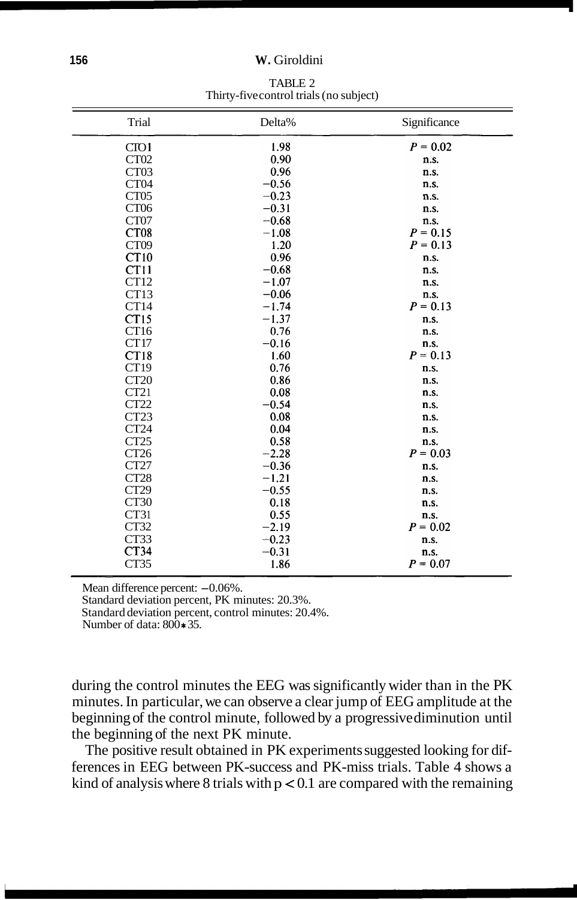TABLE 2
Thirty-five control trials (no subject)

| Trial | Delta% | Significance |
|---|---|---|
| CT01 | 1.98 | $P = 0.02$ |
| CT02 | 0.90 | n.s. |
| CT03 | 0.96 | n.s. |
| CT04 | −0.56 | n.s. |
| CT05 | −0.23 | n.s. |
| CT06 | −0.31 | n.s. |
| CT07 | −0.68 | n.s. |
| CT08 | −1.08 | $P = 0.15$ |
| CT09 | 1.20 | $P = 0.13$ |
| CT10 | 0.96 | n.s. |
| CT11 | −0.68 | n.s. |
| CT12 | −1.07 | n.s. |
| CT13 | −0.06 | n.s. |
| CT14 | −1.74 | $P = 0.13$ |
| CT15 | −1.37 | n.s. |
| CT16 | 0.76 | n.s. |
| CT17 | −0.16 | n.s. |
| CT18 | 1.60 | $P = 0.13$ |
| CT19 | 0.76 | n.s. |
| CT20 | 0.86 | n.s. |
| CT21 | 0.08 | n.s. |
| CT22 | −0.54 | n.s. |
| CT23 | 0.08 | n.s. |
| CT24 | 0.04 | n.s. |
| CT25 | 0.58 | n.s. |
| CT26 | −2.28 | $P = 0.03$ |
| CT27 | −0.36 | n.s. |
| CT28 | −1.21 | n.s. |
| CT29 | −0.55 | n.s. |
| CT30 | 0.18 | n.s. |
| CT31 | 0.55 | n.s. |
| CT32 | −2.19 | $P = 0.02$ |
| CT33 | −0.23 | n.s. |
| CT34 | −0.31 | n.s. |
| CT35 | 1.86 | $P = 0.07$ |

Mean difference percent: −0.06%.
Standard deviation percent, PK minutes: 20.3%.
Standard deviation percent, control minutes: 20.4%.
Number of data: 800 * 35.

during the control minutes the EEG was significantly wider than in the PK minutes. In particular, we can observe a clear jump of EEG amplitude at the beginning of the control minute, followed by a progressive diminution until the beginning of the next PK minute.

The positive result obtained in PK experiments suggested looking for differences in EEG between PK-success and PK-miss trials. Table 4 shows a kind of analysis where 8 trials with $p < 0.1$ are compared with the remaining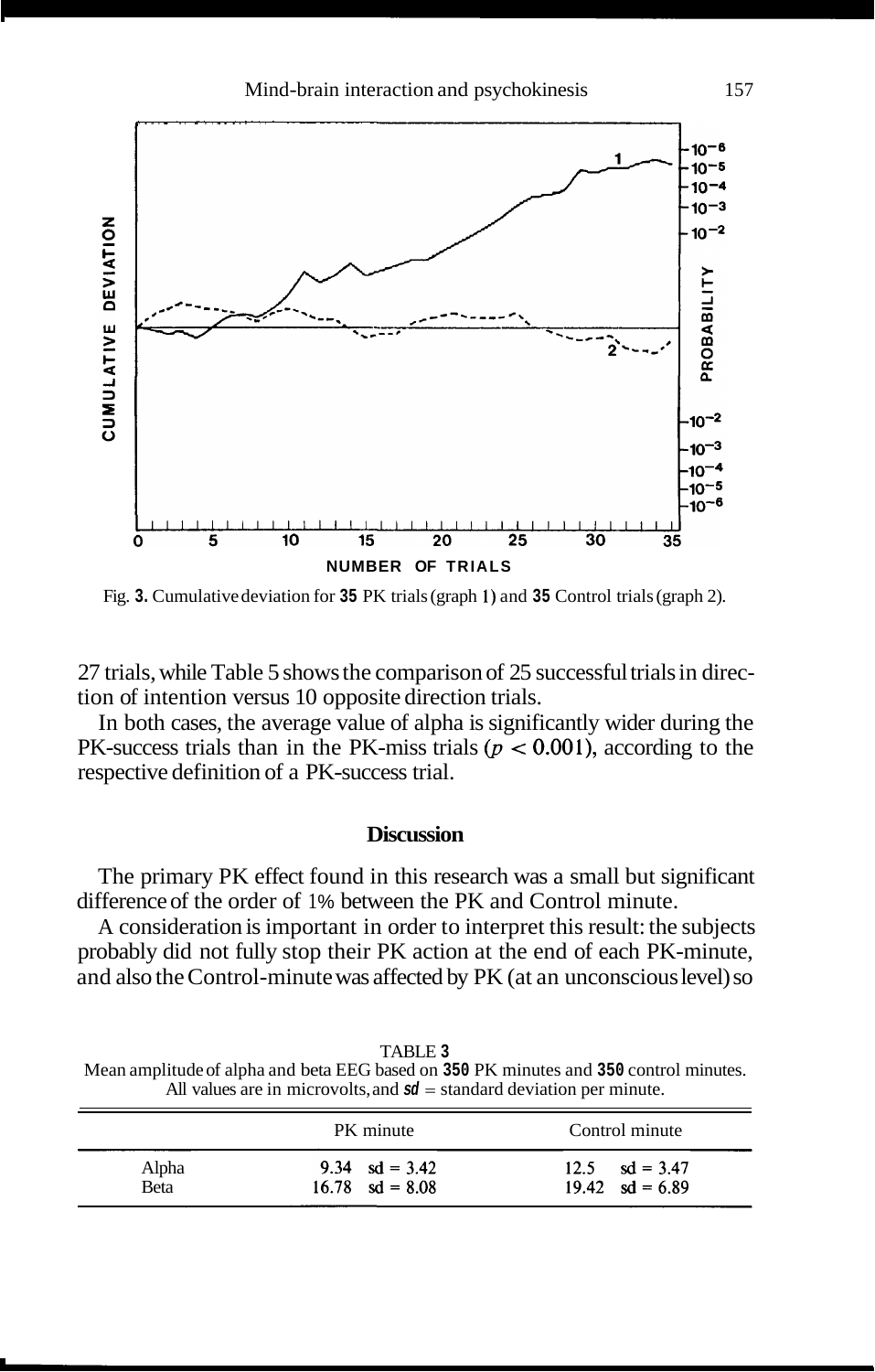Fig. 3. Cumulative deviation for 35 PK trials (graph 1) and 35 Control trials (graph 2).

27 trials, while Table 5 shows the comparison of 25 successful trials in direction of intention versus 10 opposite direction trials.

In both cases, the average value of alpha is significantly wider during the PK-success trials than in the PK-miss trials ($p < 0.001$), according to the respective definition of a PK-success trial.

## Discussion

The primary PK effect found in this research was a small but significant difference of the order of 1% between the PK and Control minute.

A consideration is important in order to interpret this result: the subjects probably did not fully stop their PK action at the end of each PK-minute, and also the Control-minute was affected by PK (at an unconscious level) so

TABLE 3
Mean amplitude of alpha and beta EEG based on 350 PK minutes and 350 control minutes. All values are in microvolts, and *sd* = standard deviation per minute.

| | PK minute | Control minute |
|---|---|---|
| Alpha | 9.34 sd = 3.42 | 12.5 sd = 3.47 |
| Beta | 16.78 sd = 8.08 | 19.42 sd = 6.89 |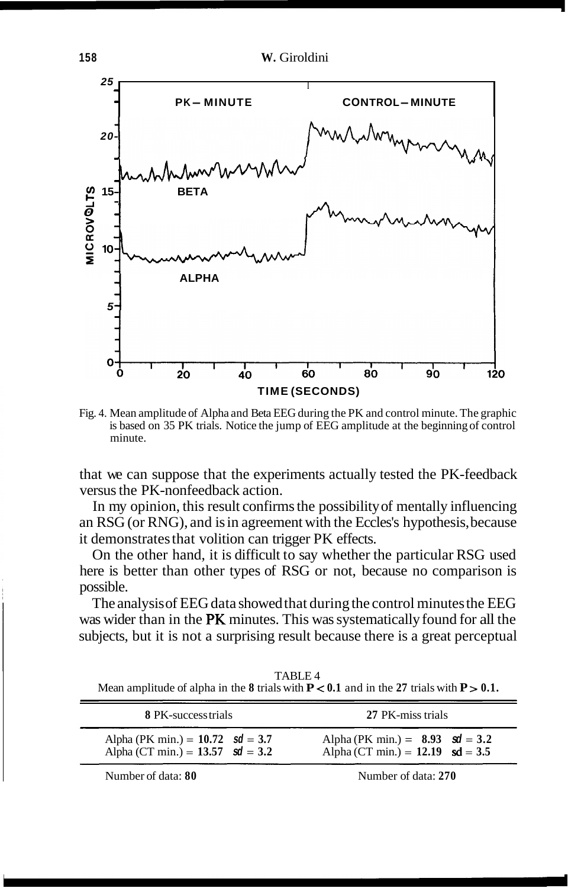Fig. 4. Mean amplitude of Alpha and Beta EEG during the PK and control minute. The graphic is based on 35 PK trials. Notice the jump of EEG amplitude at the beginning of control minute.

that we can suppose that the experiments actually tested the PK-feedback versus the PK-nonfeedback action.

In my opinion, this result confirms the possibility of mentally influencing an RSG (or RNG), and is in agreement with the Eccles's hypothesis, because it demonstrates that volition can trigger PK effects.

On the other hand, it is difficult to say whether the particular RSG used here is better than other types of RSG or not, because no comparison is possible.

The analysis of EEG data showed that during the control minutes the EEG was wider than in the PK minutes. This was systematically found for all the subjects, but it is not a surprising result because there is a great perceptual

TABLE 4
Mean amplitude of alpha in the **8** trials with $P < 0.1$ and in the **27** trials with $P > 0.1$.

| **8** PK-success trials | **27** PK-miss trials |
|---|---|
| Alpha (PK min.) = **10.72** *sd* = **3.7** | Alpha (PK min.) = **8.93** *sd* = **3.2** |
| Alpha (CT min.) = **13.57** *sd* = **3.2** | Alpha (CT min.) = **12.19** *sd* = **3.5** |
| Number of data: **80** | Number of data: **270** |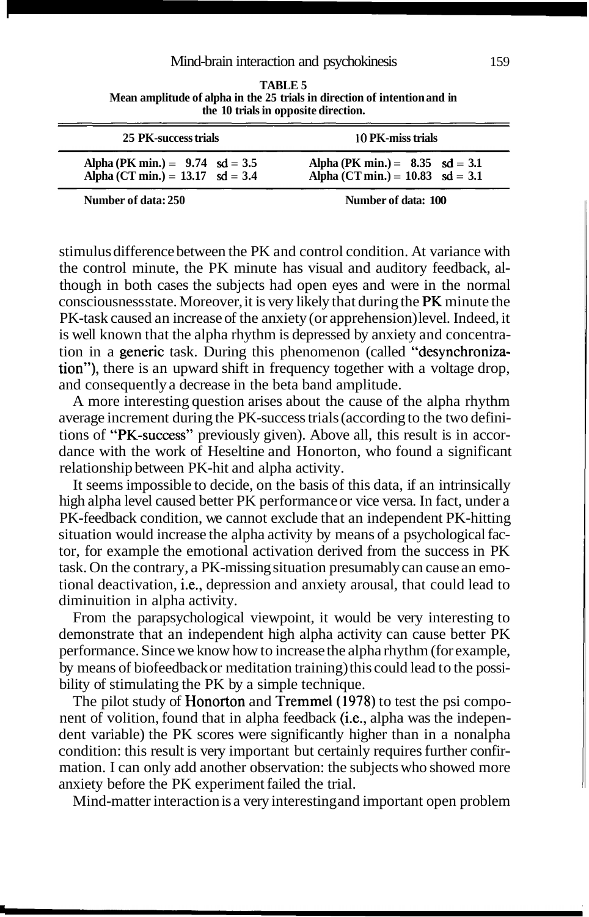**TABLE 5**
**Mean amplitude of alpha in the 25 trials in direction of intention and in the 10 trials in opposite direction.**

| 25 PK-success trials | 10 PK-miss trials |
|---|---|
| Alpha (PK min.) = 9.74 sd = 3.5 | Alpha (PK min.) = 8.35 sd = 3.1 |
| Alpha (CT min.) = 13.17 sd = 3.4 | Alpha (CT min.) = 10.83 sd = 3.1 |
| Number of data: 250 | Number of data: 100 |

stimulus difference between the PK and control condition. At variance with the control minute, the PK minute has visual and auditory feedback, although in both cases the subjects had open eyes and were in the normal consciousness state. Moreover, it is very likely that during the PK minute the PK-task caused an increase of the anxiety (or apprehension) level. Indeed, it is well known that the alpha rhythm is depressed by anxiety and concentration in a generic task. During this phenomenon (called "desynchronization"), there is an upward shift in frequency together with a voltage drop, and consequently a decrease in the beta band amplitude.

A more interesting question arises about the cause of the alpha rhythm average increment during the PK-success trials (according to the two definitions of "PK-success" previously given). Above all, this result is in accordance with the work of Heseltine and Honorton, who found a significant relationship between PK-hit and alpha activity.

It seems impossible to decide, on the basis of this data, if an intrinsically high alpha level caused better PK performance or vice versa. In fact, under a PK-feedback condition, we cannot exclude that an independent PK-hitting situation would increase the alpha activity by means of a psychological factor, for example the emotional activation derived from the success in PK task. On the contrary, a PK-missing situation presumably can cause an emotional deactivation, i.e., depression and anxiety arousal, that could lead to diminuition in alpha activity.

From the parapsychological viewpoint, it would be very interesting to demonstrate that an independent high alpha activity can cause better PK performance. Since we know how to increase the alpha rhythm (for example, by means of biofeedback or meditation training) this could lead to the possibility of stimulating the PK by a simple technique.

The pilot study of Honorton and Tremmel (1978) to test the psi component of volition, found that in alpha feedback (i.e., alpha was the independent variable) the PK scores were significantly higher than in a nonalpha condition: this result is very important but certainly requires further confirmation. I can only add another observation: the subjects who showed more anxiety before the PK experiment failed the trial.

Mind-matter interaction is a very interesting and important open problem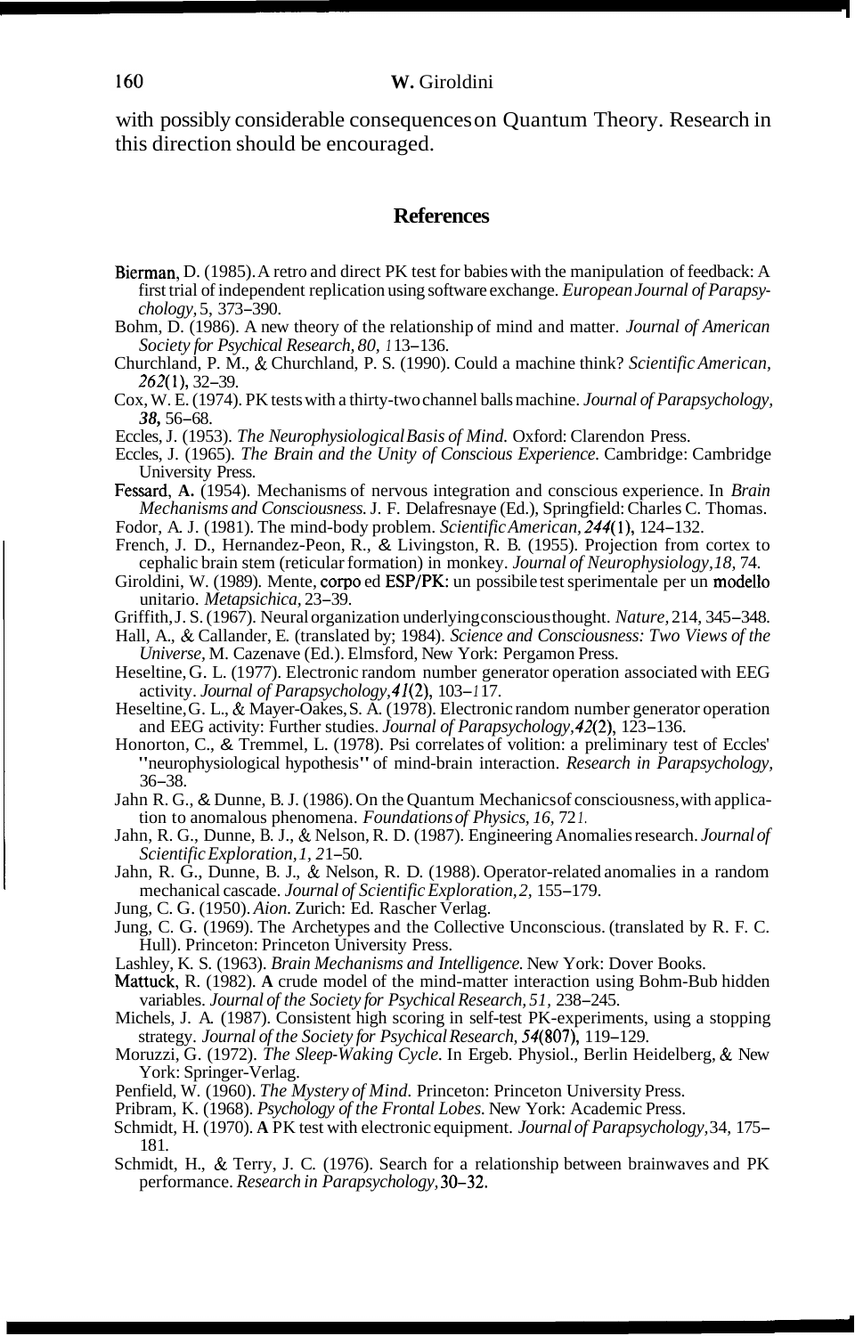with possibly considerable consequences on Quantum Theory. Research in this direction should be encouraged.

## References

Bierman, D. (1985). A retro and direct PK test for babies with the manipulation of feedback: A first trial of independent replication using software exchange. *European Journal of Parapsychology*, 5, 373–390.

Bohm, D. (1986). A new theory of the relationship of mind and matter. *Journal of American Society for Psychical Research, 80,* 113–136.

Churchland, P. M., & Churchland, P. S. (1990). Could a machine think? *Scientific American, 262*(1), 32–39.

Cox, W. E. (1974). PK tests with a thirty-two channel balls machine. *Journal of Parapsychology*, ***38***, 56–68.

Eccles, J. (1953). *The Neurophysiological Basis of Mind.* Oxford: Clarendon Press.

Eccles, J. (1965). *The Brain and the Unity of Conscious Experience.* Cambridge: Cambridge University Press.

Fessard, **A.** (1954). Mechanisms of nervous integration and conscious experience. In *Brain Mechanisms and Consciousness.* J. F. Delafresnaye (Ed.), Springfield: Charles C. Thomas.

Fodor, A. J. (1981). The mind-body problem. *Scientific American, 244*(1), 124–132.

French, J. D., Hernandez-Peon, R., & Livingston, R. B. (1955). Projection from cortex to cephalic brain stem (reticular formation) in monkey. *Journal of Neurophysiology, 18,* 74.

Giroldini, W. (1989). Mente, corpo ed ESP/PK: un possibile test sperimentale per un modello unitario. *Metapsichica*, 23–39.

Griffith, J. S. (1967). Neural organization underlying conscious thought. *Nature*, 214, 345–348.

Hall, A., & Callander, E. (translated by; 1984). *Science and Consciousness: Two Views of the Universe*, M. Cazenave (Ed.). Elmsford, New York: Pergamon Press.

Heseltine, G. L. (1977). Electronic random number generator operation associated with EEG activity. *Journal of Parapsychology, 41*(2), 103–117.

Heseltine, G. L., & Mayer-Oakes, S. A. (1978). Electronic random number generator operation and EEG activity: Further studies. *Journal of Parapsychology, 42*(2), 123–136.

Honorton, C., & Tremmel, L. (1978). Psi correlates of volition: a preliminary test of Eccles' "neurophysiological hypothesis" of mind-brain interaction. *Research in Parapsychology*, 36–38.

Jahn R. G., & Dunne, B. J. (1986). On the Quantum Mechanics of consciousness, with application to anomalous phenomena. *Foundations of Physics*, *16*, 721.

Jahn, R. G., Dunne, B. J., & Nelson, R. D. (1987). Engineering Anomalies research. *Journal of Scientific Exploration, 1,* 21–50.

Jahn, R. G., Dunne, B. J., & Nelson, R. D. (1988). Operator-related anomalies in a random mechanical cascade. *Journal of Scientific Exploration, 2,* 155–179.

Jung, C. G. (1950). *Aion.* Zurich: Ed. Rascher Verlag.

Jung, C. G. (1969). The Archetypes and the Collective Unconscious. (translated by R. F. C. Hull). Princeton: Princeton University Press.

Lashley, K. S. (1963). *Brain Mechanisms and Intelligence.* New York: Dover Books.

Mattuck, R. (1982). **A** crude model of the mind-matter interaction using Bohm-Bub hidden variables. *Journal of the Society for Psychical Research, 51,* 238–245.

Michels, J. A. (1987). Consistent high scoring in self-test PK-experiments, using a stopping strategy. *Journal of the Society for Psychical Research, 54*(807), 119–129.

Moruzzi, G. (1972). *The Sleep-Waking Cycle*. In Ergeb. Physiol., Berlin Heidelberg, & New York: Springer-Verlag.

Penfield, W. (1960). *The Mystery of Mind.* Princeton: Princeton University Press.

Pribram, K. (1968). *Psychology of the Frontal Lobes*. New York: Academic Press.

Schmidt, H. (1970). **A** PK test with electronic equipment. *Journal of Parapsychology,* 34, 175–181.

Schmidt, H., & Terry, J. C. (1976). Search for a relationship between brainwaves and PK performance. *Research in Parapsychology*, 30–32.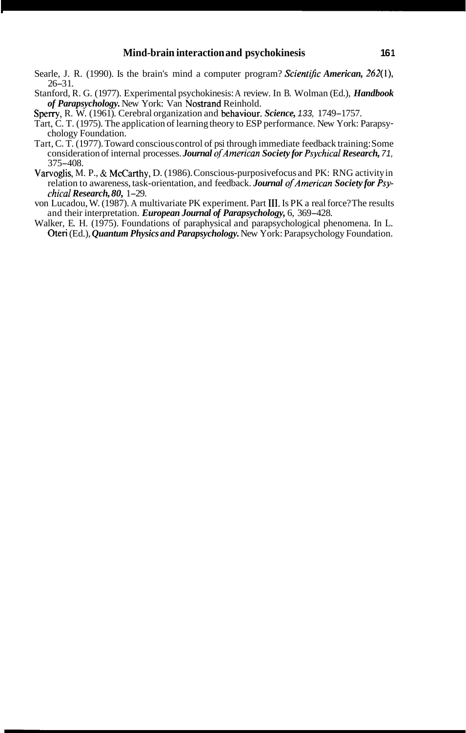Searle, J. R. (1990). Is the brain's mind a computer program? ***Scientific American, 262*(1)**, 26–31.

Stanford, R. G. (1977). Experimental psychokinesis: A review. In B. Wolman (Ed.), ***Handbook of Parapsychology.*** New York: Van Nostrand Reinhold.

Sperry, R. W. (1961). Cerebral organization and behaviour. ***Science,*** *133,* 1749–1757.

Tart, C. T. (1975). The application of learning theory to ESP performance. New York: Parapsychology Foundation.

Tart, C. T. (1977). Toward conscious control of psi through immediate feedback training: Some consideration of internal processes. ***Journal of American Society for Psychical Research,*** *71,* 375–408.

Varvoglis, M. P., & McCarthy, D. (1986). Conscious-purposive focus and PK: RNG activity in relation to awareness, task-orientation, and feedback. ***Journal of American Society for Psychical Research, 80,*** 1–29.

von Lucadou, W. (1987). A multivariate PK experiment. Part III. Is PK a real force? The results and their interpretation. ***European Journal of Parapsychology,*** 6, 369–428.

Walker, E. H. (1975). Foundations of paraphysical and parapsychological phenomena. In L. Oteri (Ed.), ***Quantum Physics and Parapsychology.*** New York: Parapsychology Foundation.